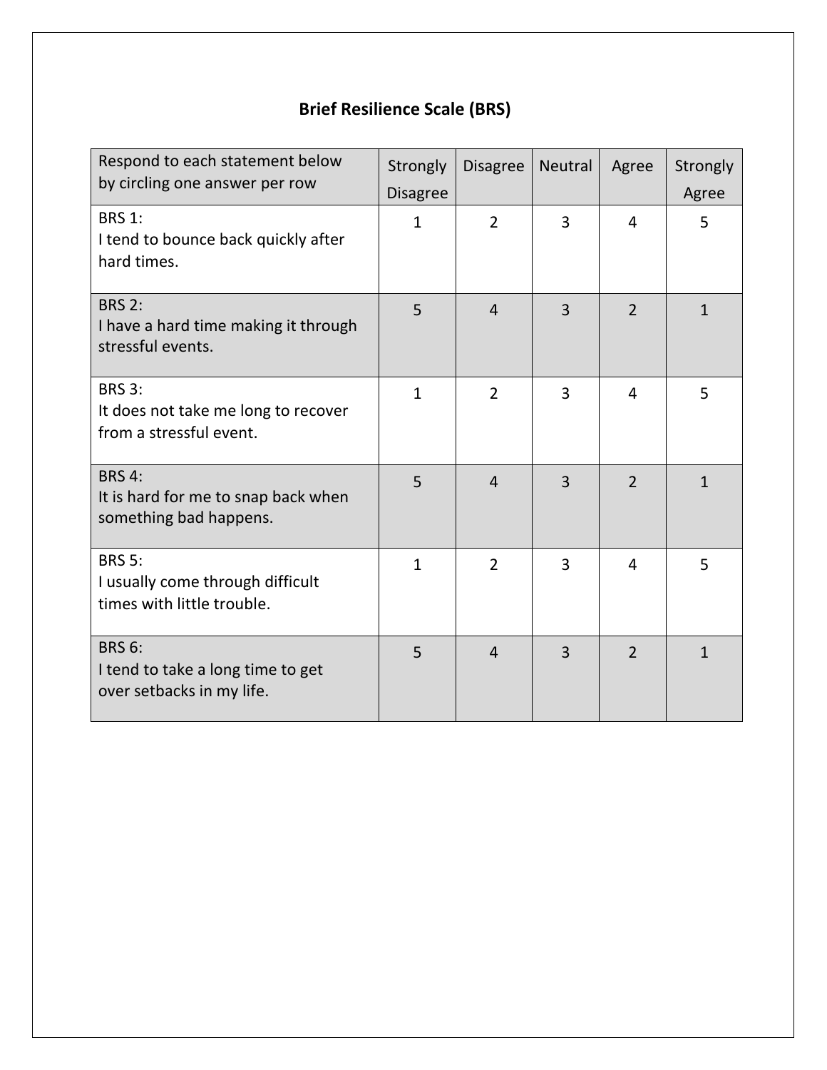# Brief Resilience Scale (BRS)

| Respond to each statement below by circling one answer per row | Strongly Disagree | Disagree | Neutral | Agree | Strongly Agree |
|---|---|---|---|---|---|
| BRS 1: I tend to bounce back quickly after hard times. | 1 | 2 | 3 | 4 | 5 |
| BRS 2: I have a hard time making it through stressful events. | 5 | 4 | 3 | 2 | 1 |
| BRS 3: It does not take me long to recover from a stressful event. | 1 | 2 | 3 | 4 | 5 |
| BRS 4: It is hard for me to snap back when something bad happens. | 5 | 4 | 3 | 2 | 1 |
| BRS 5: I usually come through difficult times with little trouble. | 1 | 2 | 3 | 4 | 5 |
| BRS 6: I tend to take a long time to get over setbacks in my life. | 5 | 4 | 3 | 2 | 1 |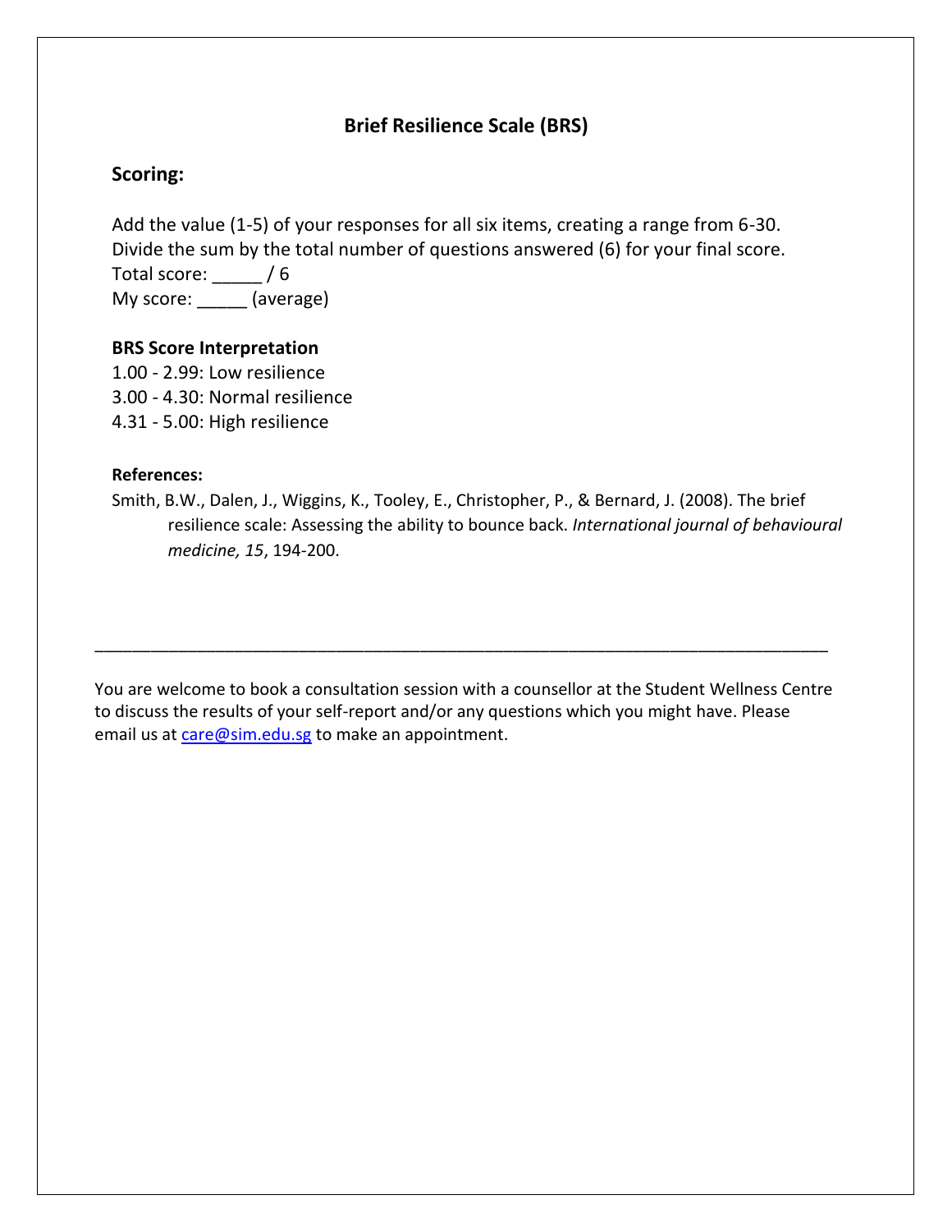# Brief Resilience Scale (BRS)

## Scoring:

Add the value (1-5) of your responses for all six items, creating a range from 6-30.
Divide the sum by the total number of questions answered (6) for your final score.
Total score: _____ / 6
My score: _____ (average)

**BRS Score Interpretation**
1.00 - 2.99: Low resilience
3.00 - 4.30: Normal resilience
4.31 - 5.00: High resilience

**References:**

Smith, B.W., Dalen, J., Wiggins, K., Tooley, E., Christopher, P., & Bernard, J. (2008). The brief resilience scale: Assessing the ability to bounce back. *International journal of behavioural medicine, 15*, 194-200.

---

You are welcome to book a consultation session with a counsellor at the Student Wellness Centre to discuss the results of your self-report and/or any questions which you might have. Please email us at care@sim.edu.sg to make an appointment.